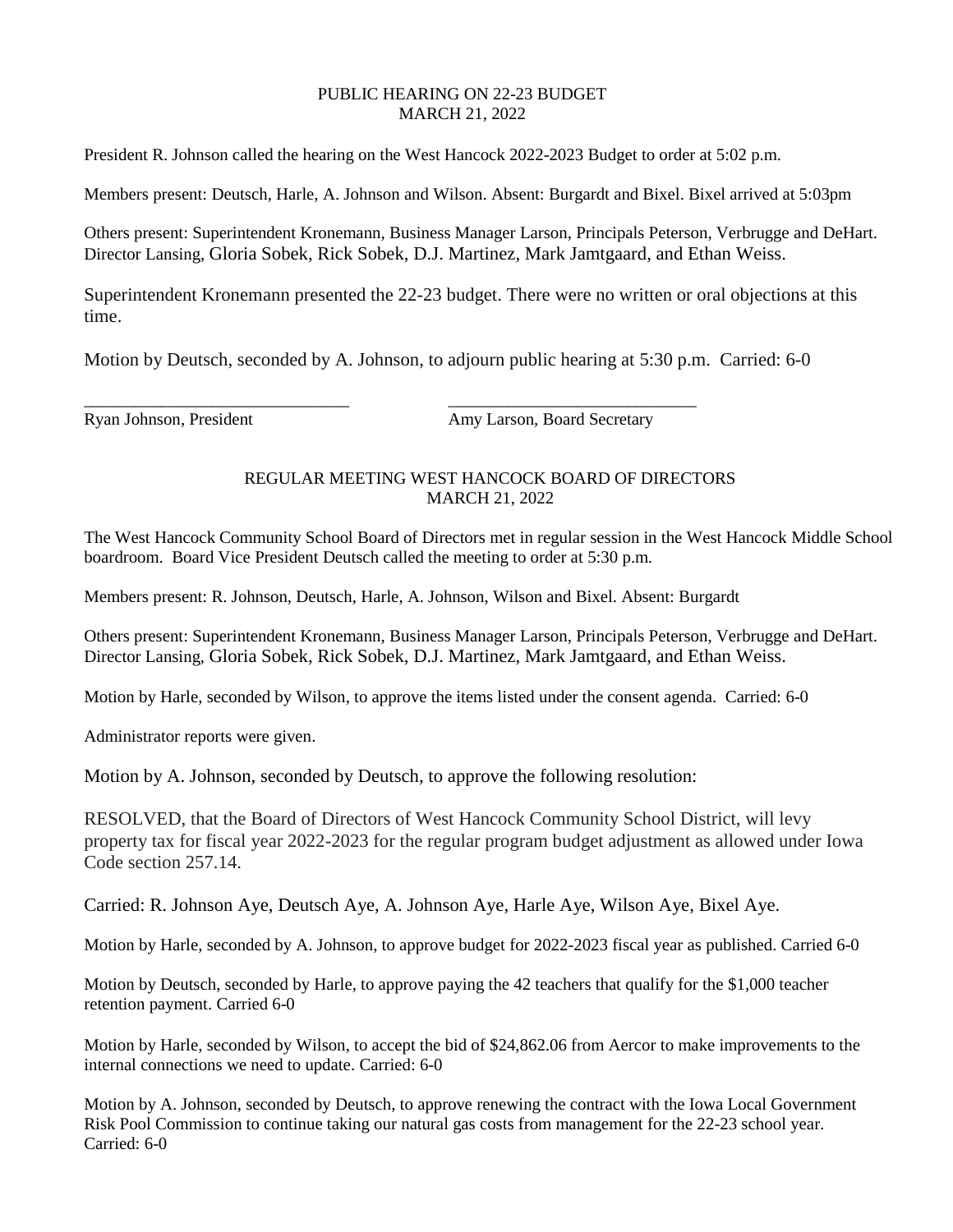## PUBLIC HEARING ON 22-23 BUDGET
## MARCH 21, 2022

President R. Johnson called the hearing on the West Hancock 2022-2023 Budget to order at 5:02 p.m.

Members present: Deutsch, Harle, A. Johnson and Wilson. Absent: Burgardt and Bixel. Bixel arrived at 5:03pm

Others present: Superintendent Kronemann, Business Manager Larson, Principals Peterson, Verbrugge and DeHart. Director Lansing, Gloria Sobek, Rick Sobek, D.J. Martinez, Mark Jamtgaard, and Ethan Weiss.

Superintendent Kronemann presented the 22-23 budget. There were no written or oral objections at this time.

Motion by Deutsch, seconded by A. Johnson, to adjourn public hearing at 5:30 p.m. Carried: 6-0

_______________________________ _______________________________
Ryan Johnson, President Amy Larson, Board Secretary

## REGULAR MEETING WEST HANCOCK BOARD OF DIRECTORS
## MARCH 21, 2022

The West Hancock Community School Board of Directors met in regular session in the West Hancock Middle School boardroom. Board Vice President Deutsch called the meeting to order at 5:30 p.m.

Members present: R. Johnson, Deutsch, Harle, A. Johnson, Wilson and Bixel. Absent: Burgardt

Others present: Superintendent Kronemann, Business Manager Larson, Principals Peterson, Verbrugge and DeHart. Director Lansing, Gloria Sobek, Rick Sobek, D.J. Martinez, Mark Jamtgaard, and Ethan Weiss.

Motion by Harle, seconded by Wilson, to approve the items listed under the consent agenda. Carried: 6-0

Administrator reports were given.

Motion by A. Johnson, seconded by Deutsch, to approve the following resolution:

RESOLVED, that the Board of Directors of West Hancock Community School District, will levy property tax for fiscal year 2022-2023 for the regular program budget adjustment as allowed under Iowa Code section 257.14.

Carried: R. Johnson Aye, Deutsch Aye, A. Johnson Aye, Harle Aye, Wilson Aye, Bixel Aye.

Motion by Harle, seconded by A. Johnson, to approve budget for 2022-2023 fiscal year as published. Carried 6-0

Motion by Deutsch, seconded by Harle, to approve paying the 42 teachers that qualify for the $1,000 teacher retention payment. Carried 6-0

Motion by Harle, seconded by Wilson, to accept the bid of $24,862.06 from Aercor to make improvements to the internal connections we need to update. Carried: 6-0

Motion by A. Johnson, seconded by Deutsch, to approve renewing the contract with the Iowa Local Government Risk Pool Commission to continue taking our natural gas costs from management for the 22-23 school year. Carried: 6-0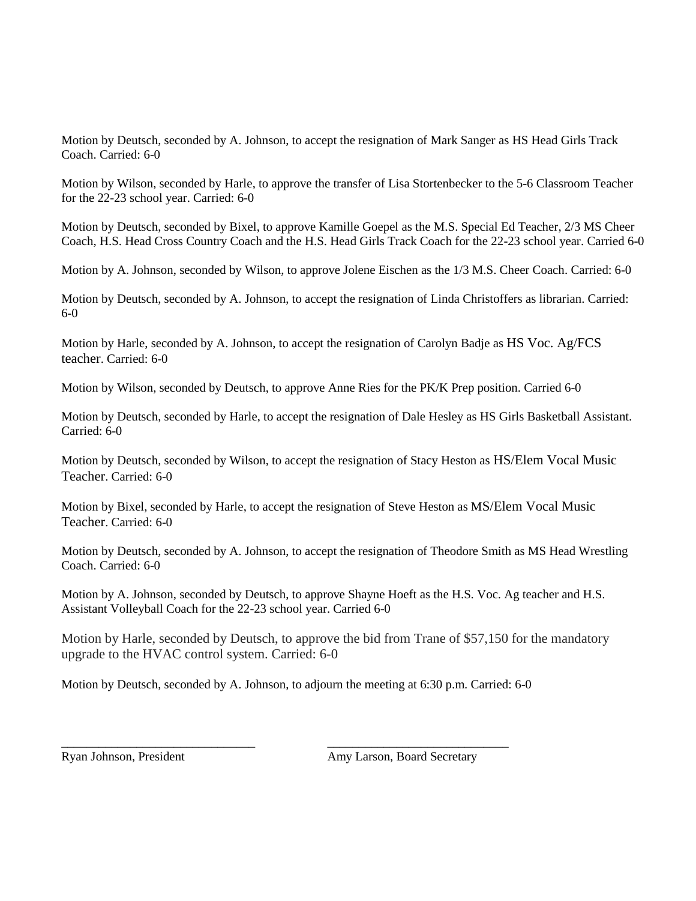Motion by Deutsch, seconded by A. Johnson, to accept the resignation of Mark Sanger as HS Head Girls Track Coach. Carried: 6-0

Motion by Wilson, seconded by Harle, to approve the transfer of Lisa Stortenbecker to the 5-6 Classroom Teacher for the 22-23 school year. Carried: 6-0

Motion by Deutsch, seconded by Bixel, to approve Kamille Goepel as the M.S. Special Ed Teacher, 2/3 MS Cheer Coach, H.S. Head Cross Country Coach and the H.S. Head Girls Track Coach for the 22-23 school year. Carried 6-0

Motion by A. Johnson, seconded by Wilson, to approve Jolene Eischen as the 1/3 M.S. Cheer Coach. Carried: 6-0

Motion by Deutsch, seconded by A. Johnson, to accept the resignation of Linda Christoffers as librarian. Carried: 6-0

Motion by Harle, seconded by A. Johnson, to accept the resignation of Carolyn Badje as HS Voc. Ag/FCS teacher. Carried: 6-0

Motion by Wilson, seconded by Deutsch, to approve Anne Ries for the PK/K Prep position. Carried 6-0

Motion by Deutsch, seconded by Harle, to accept the resignation of Dale Hesley as HS Girls Basketball Assistant. Carried: 6-0

Motion by Deutsch, seconded by Wilson, to accept the resignation of Stacy Heston as HS/Elem Vocal Music Teacher. Carried: 6-0

Motion by Bixel, seconded by Harle, to accept the resignation of Steve Heston as MS/Elem Vocal Music Teacher. Carried: 6-0

Motion by Deutsch, seconded by A. Johnson, to accept the resignation of Theodore Smith as MS Head Wrestling Coach. Carried: 6-0

Motion by A. Johnson, seconded by Deutsch, to approve Shayne Hoeft as the H.S. Voc. Ag teacher and H.S. Assistant Volleyball Coach for the 22-23 school year. Carried 6-0

Motion by Harle, seconded by Deutsch, to approve the bid from Trane of $57,150 for the mandatory upgrade to the HVAC control system. Carried: 6-0

Motion by Deutsch, seconded by A. Johnson, to adjourn the meeting at 6:30 p.m. Carried: 6-0

_______________________________ _______________________________

Ryan Johnson, President Amy Larson, Board Secretary